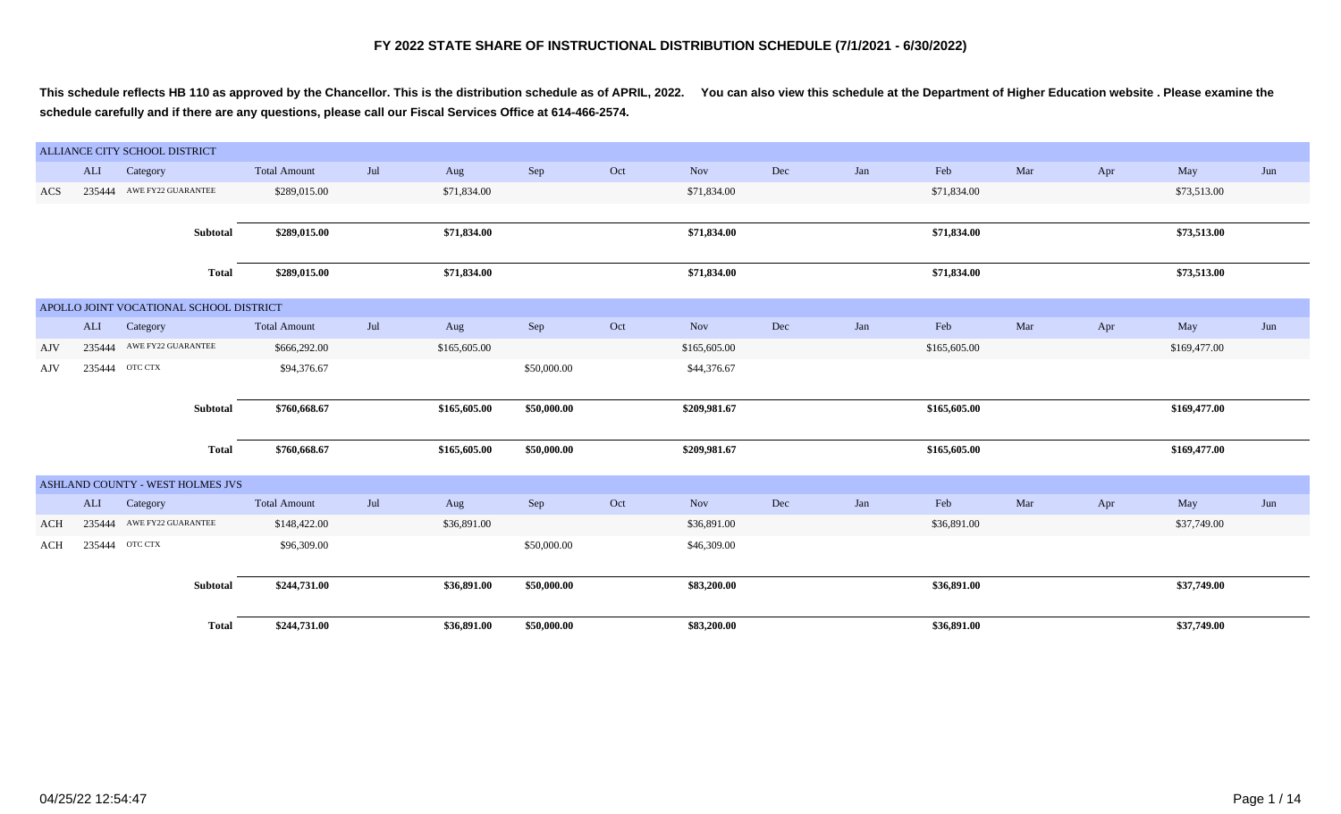# FY 2022 STATE SHARE OF INSTRUCTIONAL DISTRIBUTION SCHEDULE (7/1/2021 - 6/30/2022)

**This schedule reflects HB 110 as approved by the Chancellor. This is the distribution schedule as of APRIL, 2022. You can also view this schedule at the Department of Higher Education website . Please examine the schedule carefully and if there are any questions, please call our Fiscal Services Office at 614-466-2574.**

## ALLIANCE CITY SCHOOL DISTRICT

| | ALI | Category | Total Amount | Jul | Aug | Sep | Oct | Nov | Dec | Jan | Feb | Mar | Apr | May | Jun |
|---|---|---|---|---|---|---|---|---|---|---|---|---|---|---|---|
| ACS | 235444 | AWE FY22 GUARANTEE | $289,015.00 | | $71,834.00 | | | $71,834.00 | | | $71,834.00 | | | $73,513.00 | |
| | | **Subtotal** | **$289,015.00** | | **$71,834.00** | | | **$71,834.00** | | | **$71,834.00** | | | **$73,513.00** | |
| | | **Total** | **$289,015.00** | | **$71,834.00** | | | **$71,834.00** | | | **$71,834.00** | | | **$73,513.00** | |

## APOLLO JOINT VOCATIONAL SCHOOL DISTRICT

| | ALI | Category | Total Amount | Jul | Aug | Sep | Oct | Nov | Dec | Jan | Feb | Mar | Apr | May | Jun |
|---|---|---|---|---|---|---|---|---|---|---|---|---|---|---|---|
| AJV | 235444 | AWE FY22 GUARANTEE | $666,292.00 | | $165,605.00 | | | $165,605.00 | | | $165,605.00 | | | $169,477.00 | |
| AJV | 235444 | OTC CTX | $94,376.67 | | | $50,000.00 | | $44,376.67 | | | | | | | |
| | | **Subtotal** | **$760,668.67** | | **$165,605.00** | **$50,000.00** | | **$209,981.67** | | | **$165,605.00** | | | **$169,477.00** | |
| | | **Total** | **$760,668.67** | | **$165,605.00** | **$50,000.00** | | **$209,981.67** | | | **$165,605.00** | | | **$169,477.00** | |

## ASHLAND COUNTY - WEST HOLMES JVS

| | ALI | Category | Total Amount | Jul | Aug | Sep | Oct | Nov | Dec | Jan | Feb | Mar | Apr | May | Jun |
|---|---|---|---|---|---|---|---|---|---|---|---|---|---|---|---|
| ACH | 235444 | AWE FY22 GUARANTEE | $148,422.00 | | $36,891.00 | | | $36,891.00 | | | $36,891.00 | | | $37,749.00 | |
| ACH | 235444 | OTC CTX | $96,309.00 | | | $50,000.00 | | $46,309.00 | | | | | | | |
| | | **Subtotal** | **$244,731.00** | | **$36,891.00** | **$50,000.00** | | **$83,200.00** | | | **$36,891.00** | | | **$37,749.00** | |
| | | **Total** | **$244,731.00** | | **$36,891.00** | **$50,000.00** | | **$83,200.00** | | | **$36,891.00** | | | **$37,749.00** | |

04/25/22 12:54:47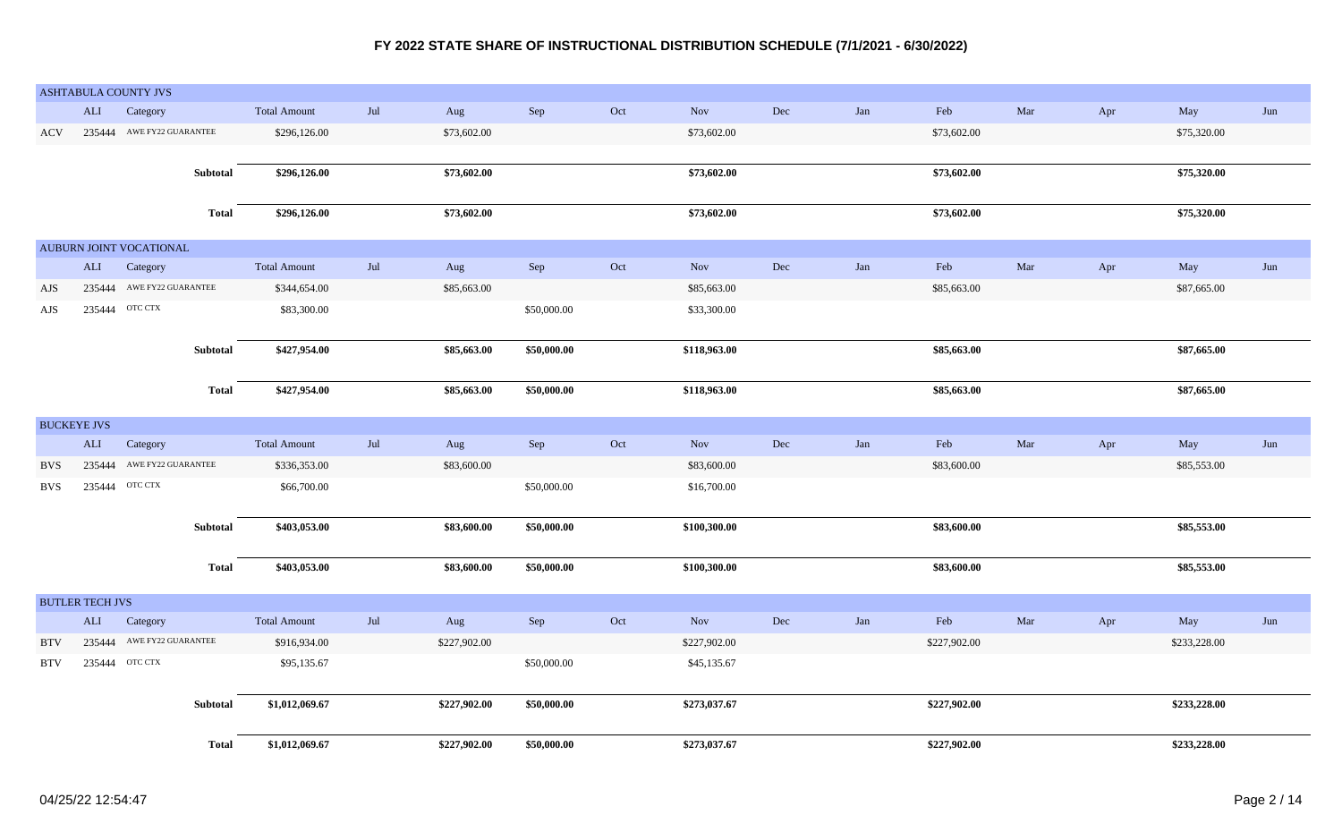# FY 2022 STATE SHARE OF INSTRUCTIONAL DISTRIBUTION SCHEDULE (7/1/2021 - 6/30/2022)

## ASHTABULA COUNTY JVS

| | ALI | Category | Total Amount | Jul | Aug | Sep | Oct | Nov | Dec | Jan | Feb | Mar | Apr | May | Jun |
|---|---|---|---|---|---|---|---|---|---|---|---|---|---|---|---|
| ACV | 235444 | AWE FY22 GUARANTEE | $296,126.00 | | $73,602.00 | | | $73,602.00 | | | $73,602.00 | | | $75,320.00 | |
| | | **Subtotal** | **$296,126.00** | | **$73,602.00** | | | **$73,602.00** | | | **$73,602.00** | | | **$75,320.00** | |
| | | **Total** | **$296,126.00** | | **$73,602.00** | | | **$73,602.00** | | | **$73,602.00** | | | **$75,320.00** | |

## AUBURN JOINT VOCATIONAL

| | ALI | Category | Total Amount | Jul | Aug | Sep | Oct | Nov | Dec | Jan | Feb | Mar | Apr | May | Jun |
|---|---|---|---|---|---|---|---|---|---|---|---|---|---|---|---|
| AJS | 235444 | AWE FY22 GUARANTEE | $344,654.00 | | $85,663.00 | | | $85,663.00 | | | $85,663.00 | | | $87,665.00 | |
| AJS | 235444 | OTC CTX | $83,300.00 | | | $50,000.00 | | $33,300.00 | | | | | | | |
| | | **Subtotal** | **$427,954.00** | | **$85,663.00** | **$50,000.00** | | **$118,963.00** | | | **$85,663.00** | | | **$87,665.00** | |
| | | **Total** | **$427,954.00** | | **$85,663.00** | **$50,000.00** | | **$118,963.00** | | | **$85,663.00** | | | **$87,665.00** | |

## BUCKEYE JVS

| | ALI | Category | Total Amount | Jul | Aug | Sep | Oct | Nov | Dec | Jan | Feb | Mar | Apr | May | Jun |
|---|---|---|---|---|---|---|---|---|---|---|---|---|---|---|---|
| BVS | 235444 | AWE FY22 GUARANTEE | $336,353.00 | | $83,600.00 | | | $83,600.00 | | | $83,600.00 | | | $85,553.00 | |
| BVS | 235444 | OTC CTX | $66,700.00 | | | $50,000.00 | | $16,700.00 | | | | | | | |
| | | **Subtotal** | **$403,053.00** | | **$83,600.00** | **$50,000.00** | | **$100,300.00** | | | **$83,600.00** | | | **$85,553.00** | |
| | | **Total** | **$403,053.00** | | **$83,600.00** | **$50,000.00** | | **$100,300.00** | | | **$83,600.00** | | | **$85,553.00** | |

## BUTLER TECH JVS

| | ALI | Category | Total Amount | Jul | Aug | Sep | Oct | Nov | Dec | Jan | Feb | Mar | Apr | May | Jun |
|---|---|---|---|---|---|---|---|---|---|---|---|---|---|---|---|
| BTV | 235444 | AWE FY22 GUARANTEE | $916,934.00 | | $227,902.00 | | | $227,902.00 | | | $227,902.00 | | | $233,228.00 | |
| BTV | 235444 | OTC CTX | $95,135.67 | | | $50,000.00 | | $45,135.67 | | | | | | | |
| | | **Subtotal** | **$1,012,069.67** | | **$227,902.00** | **$50,000.00** | | **$273,037.67** | | | **$227,902.00** | | | **$233,228.00** | |
| | | **Total** | **$1,012,069.67** | | **$227,902.00** | **$50,000.00** | | **$273,037.67** | | | **$227,902.00** | | | **$233,228.00** | |

04/25/22 12:54:47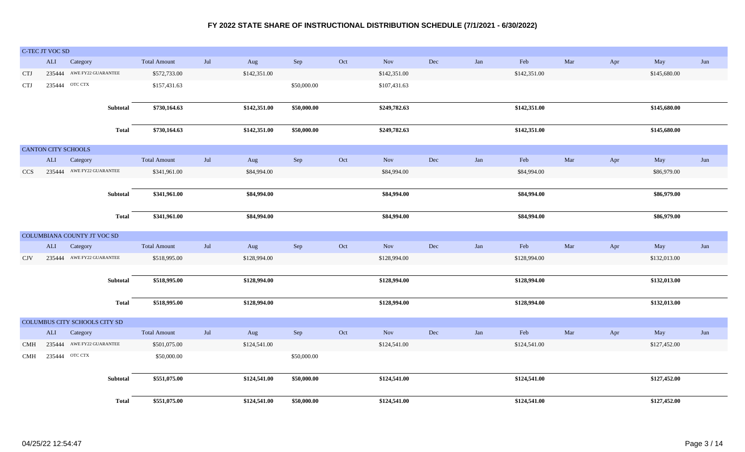# FY 2022 STATE SHARE OF INSTRUCTIONAL DISTRIBUTION SCHEDULE (7/1/2021 - 6/30/2022)

## C-TEC JT VOC SD

| | ALI | Category | Total Amount | Jul | Aug | Sep | Oct | Nov | Dec | Jan | Feb | Mar | Apr | May | Jun |
|---|---|---|---|---|---|---|---|---|---|---|---|---|---|---|---|
| CTJ | 235444 | AWE FY22 GUARANTEE | $572,733.00 | | $142,351.00 | | | $142,351.00 | | | $142,351.00 | | | $145,680.00 | |
| CTJ | 235444 | OTC CTX | $157,431.63 | | | $50,000.00 | | $107,431.63 | | | | | | | |
| | | **Subtotal** | **$730,164.63** | | **$142,351.00** | **$50,000.00** | | **$249,782.63** | | | **$142,351.00** | | | **$145,680.00** | |
| | | **Total** | **$730,164.63** | | **$142,351.00** | **$50,000.00** | | **$249,782.63** | | | **$142,351.00** | | | **$145,680.00** | |

## CANTON CITY SCHOOLS

| | ALI | Category | Total Amount | Jul | Aug | Sep | Oct | Nov | Dec | Jan | Feb | Mar | Apr | May | Jun |
|---|---|---|---|---|---|---|---|---|---|---|---|---|---|---|---|
| CCS | 235444 | AWE FY22 GUARANTEE | $341,961.00 | | $84,994.00 | | | $84,994.00 | | | $84,994.00 | | | $86,979.00 | |
| | | **Subtotal** | **$341,961.00** | | **$84,994.00** | | | **$84,994.00** | | | **$84,994.00** | | | **$86,979.00** | |
| | | **Total** | **$341,961.00** | | **$84,994.00** | | | **$84,994.00** | | | **$84,994.00** | | | **$86,979.00** | |

## COLUMBIANA COUNTY JT VOC SD

| | ALI | Category | Total Amount | Jul | Aug | Sep | Oct | Nov | Dec | Jan | Feb | Mar | Apr | May | Jun |
|---|---|---|---|---|---|---|---|---|---|---|---|---|---|---|---|
| CJV | 235444 | AWE FY22 GUARANTEE | $518,995.00 | | $128,994.00 | | | $128,994.00 | | | $128,994.00 | | | $132,013.00 | |
| | | **Subtotal** | **$518,995.00** | | **$128,994.00** | | | **$128,994.00** | | | **$128,994.00** | | | **$132,013.00** | |
| | | **Total** | **$518,995.00** | | **$128,994.00** | | | **$128,994.00** | | | **$128,994.00** | | | **$132,013.00** | |

## COLUMBUS CITY SCHOOLS CITY SD

| | ALI | Category | Total Amount | Jul | Aug | Sep | Oct | Nov | Dec | Jan | Feb | Mar | Apr | May | Jun |
|---|---|---|---|---|---|---|---|---|---|---|---|---|---|---|---|
| CMH | 235444 | AWE FY22 GUARANTEE | $501,075.00 | | $124,541.00 | | | $124,541.00 | | | $124,541.00 | | | $127,452.00 | |
| CMH | 235444 | OTC CTX | $50,000.00 | | | $50,000.00 | | | | | | | | | |
| | | **Subtotal** | **$551,075.00** | | **$124,541.00** | **$50,000.00** | | **$124,541.00** | | | **$124,541.00** | | | **$127,452.00** | |
| | | **Total** | **$551,075.00** | | **$124,541.00** | **$50,000.00** | | **$124,541.00** | | | **$124,541.00** | | | **$127,452.00** | |

04/25/22 12:54:47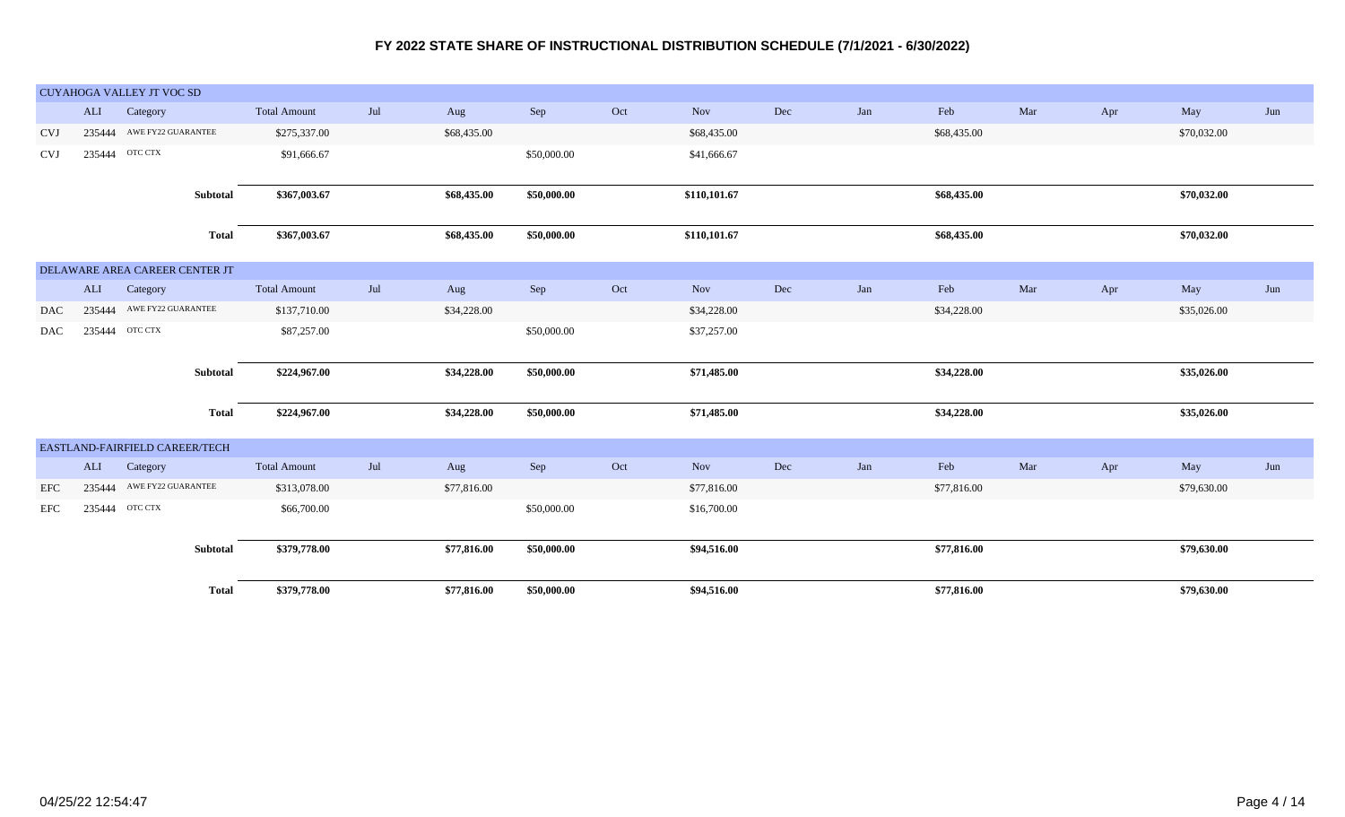# FY 2022 STATE SHARE OF INSTRUCTIONAL DISTRIBUTION SCHEDULE (7/1/2021 - 6/30/2022)

## CUYAHOGA VALLEY JT VOC SD

| | ALI | Category | Total Amount | Jul | Aug | Sep | Oct | Nov | Dec | Jan | Feb | Mar | Apr | May | Jun |
|---|---|---|---|---|---|---|---|---|---|---|---|---|---|---|---|
| CVJ | 235444 | AWE FY22 GUARANTEE | $275,337.00 | | $68,435.00 | | | $68,435.00 | | | $68,435.00 | | | $70,032.00 | |
| CVJ | 235444 | OTC CTX | $91,666.67 | | | $50,000.00 | | $41,666.67 | | | | | | | |
| | | **Subtotal** | **$367,003.67** | | **$68,435.00** | **$50,000.00** | | **$110,101.67** | | | **$68,435.00** | | | **$70,032.00** | |
| | | **Total** | **$367,003.67** | | **$68,435.00** | **$50,000.00** | | **$110,101.67** | | | **$68,435.00** | | | **$70,032.00** | |

## DELAWARE AREA CAREER CENTER JT

| | ALI | Category | Total Amount | Jul | Aug | Sep | Oct | Nov | Dec | Jan | Feb | Mar | Apr | May | Jun |
|---|---|---|---|---|---|---|---|---|---|---|---|---|---|---|---|
| DAC | 235444 | AWE FY22 GUARANTEE | $137,710.00 | | $34,228.00 | | | $34,228.00 | | | $34,228.00 | | | $35,026.00 | |
| DAC | 235444 | OTC CTX | $87,257.00 | | | $50,000.00 | | $37,257.00 | | | | | | | |
| | | **Subtotal** | **$224,967.00** | | **$34,228.00** | **$50,000.00** | | **$71,485.00** | | | **$34,228.00** | | | **$35,026.00** | |
| | | **Total** | **$224,967.00** | | **$34,228.00** | **$50,000.00** | | **$71,485.00** | | | **$34,228.00** | | | **$35,026.00** | |

## EASTLAND-FAIRFIELD CAREER/TECH

| | ALI | Category | Total Amount | Jul | Aug | Sep | Oct | Nov | Dec | Jan | Feb | Mar | Apr | May | Jun |
|---|---|---|---|---|---|---|---|---|---|---|---|---|---|---|---|
| EFC | 235444 | AWE FY22 GUARANTEE | $313,078.00 | | $77,816.00 | | | $77,816.00 | | | $77,816.00 | | | $79,630.00 | |
| EFC | 235444 | OTC CTX | $66,700.00 | | | $50,000.00 | | $16,700.00 | | | | | | | |
| | | **Subtotal** | **$379,778.00** | | **$77,816.00** | **$50,000.00** | | **$94,516.00** | | | **$77,816.00** | | | **$79,630.00** | |
| | | **Total** | **$379,778.00** | | **$77,816.00** | **$50,000.00** | | **$94,516.00** | | | **$77,816.00** | | | **$79,630.00** | |

04/25/22 12:54:47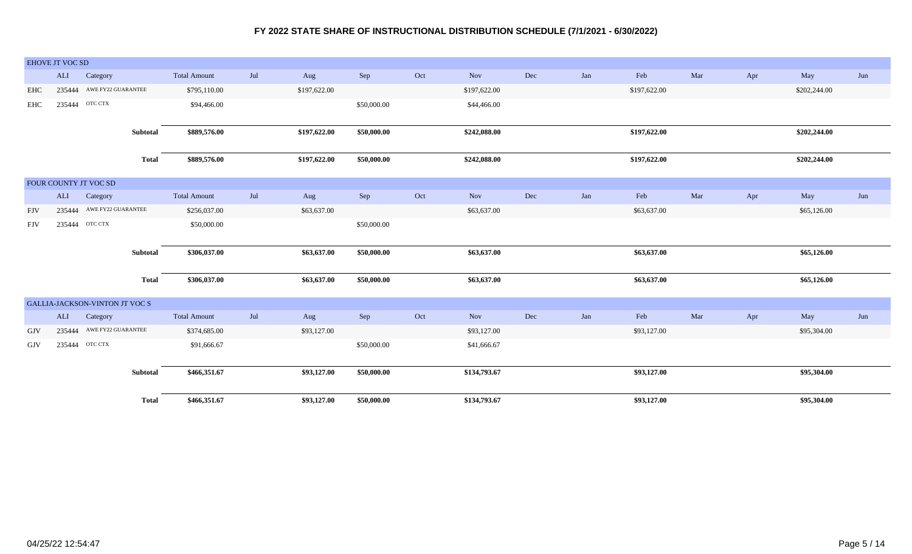# FY 2022 STATE SHARE OF INSTRUCTIONAL DISTRIBUTION SCHEDULE (7/1/2021 - 6/30/2022)

## EHOVE JT VOC SD

| | ALI | Category | Total Amount | Jul | Aug | Sep | Oct | Nov | Dec | Jan | Feb | Mar | Apr | May | Jun |
|---|---|---|---|---|---|---|---|---|---|---|---|---|---|---|---|
| EHC | 235444 | AWE FY22 GUARANTEE | $795,110.00 | | $197,622.00 | | | $197,622.00 | | | $197,622.00 | | | $202,244.00 | |
| EHC | 235444 | OTC CTX | $94,466.00 | | | $50,000.00 | | $44,466.00 | | | | | | | |
| | | **Subtotal** | **$889,576.00** | | **$197,622.00** | **$50,000.00** | | **$242,088.00** | | | **$197,622.00** | | | **$202,244.00** | |
| | | **Total** | **$889,576.00** | | **$197,622.00** | **$50,000.00** | | **$242,088.00** | | | **$197,622.00** | | | **$202,244.00** | |

## FOUR COUNTY JT VOC SD

| | ALI | Category | Total Amount | Jul | Aug | Sep | Oct | Nov | Dec | Jan | Feb | Mar | Apr | May | Jun |
|---|---|---|---|---|---|---|---|---|---|---|---|---|---|---|---|
| FJV | 235444 | AWE FY22 GUARANTEE | $256,037.00 | | $63,637.00 | | | $63,637.00 | | | $63,637.00 | | | $65,126.00 | |
| FJV | 235444 | OTC CTX | $50,000.00 | | | $50,000.00 | | | | | | | | | |
| | | **Subtotal** | **$306,037.00** | | **$63,637.00** | **$50,000.00** | | **$63,637.00** | | | **$63,637.00** | | | **$65,126.00** | |
| | | **Total** | **$306,037.00** | | **$63,637.00** | **$50,000.00** | | **$63,637.00** | | | **$63,637.00** | | | **$65,126.00** | |

## GALLIA-JACKSON-VINTON JT VOC S

| | ALI | Category | Total Amount | Jul | Aug | Sep | Oct | Nov | Dec | Jan | Feb | Mar | Apr | May | Jun |
|---|---|---|---|---|---|---|---|---|---|---|---|---|---|---|---|
| GJV | 235444 | AWE FY22 GUARANTEE | $374,685.00 | | $93,127.00 | | | $93,127.00 | | | $93,127.00 | | | $95,304.00 | |
| GJV | 235444 | OTC CTX | $91,666.67 | | | $50,000.00 | | $41,666.67 | | | | | | | |
| | | **Subtotal** | **$466,351.67** | | **$93,127.00** | **$50,000.00** | | **$134,793.67** | | | **$93,127.00** | | | **$95,304.00** | |
| | | **Total** | **$466,351.67** | | **$93,127.00** | **$50,000.00** | | **$134,793.67** | | | **$93,127.00** | | | **$95,304.00** | |

04/25/22 12:54:47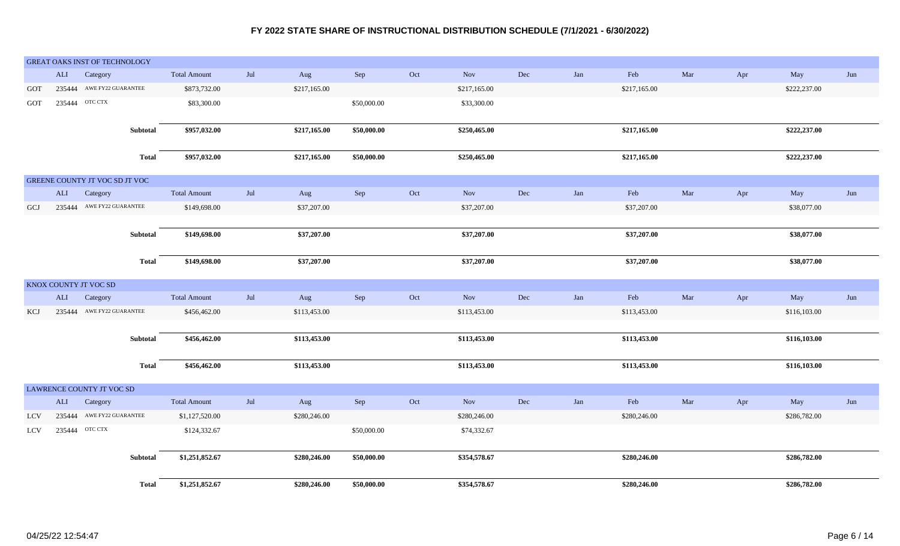# FY 2022 STATE SHARE OF INSTRUCTIONAL DISTRIBUTION SCHEDULE (7/1/2021 - 6/30/2022)

## GREAT OAKS INST OF TECHNOLOGY

| | ALI | Category | Total Amount | Jul | Aug | Sep | Oct | Nov | Dec | Jan | Feb | Mar | Apr | May | Jun |
|---|---|---|---|---|---|---|---|---|---|---|---|---|---|---|---|
| GOT | 235444 | AWE FY22 GUARANTEE | $873,732.00 | | $217,165.00 | | | $217,165.00 | | | $217,165.00 | | | $222,237.00 | |
| GOT | 235444 | OTC CTX | $83,300.00 | | | $50,000.00 | | $33,300.00 | | | | | | | |
| | | **Subtotal** | **$957,032.00** | | **$217,165.00** | **$50,000.00** | | **$250,465.00** | | | **$217,165.00** | | | **$222,237.00** | |
| | | **Total** | **$957,032.00** | | **$217,165.00** | **$50,000.00** | | **$250,465.00** | | | **$217,165.00** | | | **$222,237.00** | |

## GREENE COUNTY JT VOC SD JT VOC

| | ALI | Category | Total Amount | Jul | Aug | Sep | Oct | Nov | Dec | Jan | Feb | Mar | Apr | May | Jun |
|---|---|---|---|---|---|---|---|---|---|---|---|---|---|---|---|
| GCJ | 235444 | AWE FY22 GUARANTEE | $149,698.00 | | $37,207.00 | | | $37,207.00 | | | $37,207.00 | | | $38,077.00 | |
| | | **Subtotal** | **$149,698.00** | | **$37,207.00** | | | **$37,207.00** | | | **$37,207.00** | | | **$38,077.00** | |
| | | **Total** | **$149,698.00** | | **$37,207.00** | | | **$37,207.00** | | | **$37,207.00** | | | **$38,077.00** | |

## KNOX COUNTY JT VOC SD

| | ALI | Category | Total Amount | Jul | Aug | Sep | Oct | Nov | Dec | Jan | Feb | Mar | Apr | May | Jun |
|---|---|---|---|---|---|---|---|---|---|---|---|---|---|---|---|
| KCJ | 235444 | AWE FY22 GUARANTEE | $456,462.00 | | $113,453.00 | | | $113,453.00 | | | $113,453.00 | | | $116,103.00 | |
| | | **Subtotal** | **$456,462.00** | | **$113,453.00** | | | **$113,453.00** | | | **$113,453.00** | | | **$116,103.00** | |
| | | **Total** | **$456,462.00** | | **$113,453.00** | | | **$113,453.00** | | | **$113,453.00** | | | **$116,103.00** | |

## LAWRENCE COUNTY JT VOC SD

| | ALI | Category | Total Amount | Jul | Aug | Sep | Oct | Nov | Dec | Jan | Feb | Mar | Apr | May | Jun |
|---|---|---|---|---|---|---|---|---|---|---|---|---|---|---|---|
| LCV | 235444 | AWE FY22 GUARANTEE | $1,127,520.00 | | $280,246.00 | | | $280,246.00 | | | $280,246.00 | | | $286,782.00 | |
| LCV | 235444 | OTC CTX | $124,332.67 | | | $50,000.00 | | $74,332.67 | | | | | | | |
| | | **Subtotal** | **$1,251,852.67** | | **$280,246.00** | **$50,000.00** | | **$354,578.67** | | | **$280,246.00** | | | **$286,782.00** | |
| | | **Total** | **$1,251,852.67** | | **$280,246.00** | **$50,000.00** | | **$354,578.67** | | | **$280,246.00** | | | **$286,782.00** | |

04/25/22 12:54:47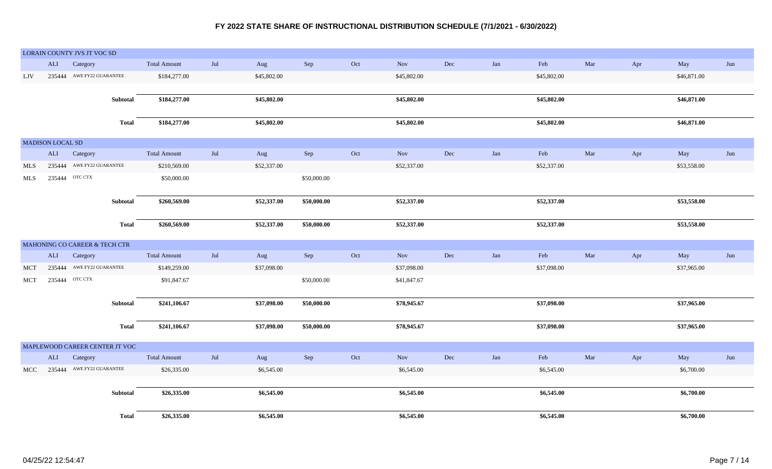# FY 2022 STATE SHARE OF INSTRUCTIONAL DISTRIBUTION SCHEDULE (7/1/2021 - 6/30/2022)

## LORAIN COUNTY JVS JT VOC SD

| | ALI | Category | Total Amount | Jul | Aug | Sep | Oct | Nov | Dec | Jan | Feb | Mar | Apr | May | Jun |
|---|---|---|---|---|---|---|---|---|---|---|---|---|---|---|---|
| LJV | 235444 | AWE FY22 GUARANTEE | $184,277.00 | | $45,802.00 | | | $45,802.00 | | | $45,802.00 | | | $46,871.00 | |
| | | **Subtotal** | **$184,277.00** | | **$45,802.00** | | | **$45,802.00** | | | **$45,802.00** | | | **$46,871.00** | |
| | | **Total** | **$184,277.00** | | **$45,802.00** | | | **$45,802.00** | | | **$45,802.00** | | | **$46,871.00** | |

## MADISON LOCAL SD

| | ALI | Category | Total Amount | Jul | Aug | Sep | Oct | Nov | Dec | Jan | Feb | Mar | Apr | May | Jun |
|---|---|---|---|---|---|---|---|---|---|---|---|---|---|---|---|
| MLS | 235444 | AWE FY22 GUARANTEE | $210,569.00 | | $52,337.00 | | | $52,337.00 | | | $52,337.00 | | | $53,558.00 | |
| MLS | 235444 | OTC CTX | $50,000.00 | | | $50,000.00 | | | | | | | | | |
| | | **Subtotal** | **$260,569.00** | | **$52,337.00** | **$50,000.00** | | **$52,337.00** | | | **$52,337.00** | | | **$53,558.00** | |
| | | **Total** | **$260,569.00** | | **$52,337.00** | **$50,000.00** | | **$52,337.00** | | | **$52,337.00** | | | **$53,558.00** | |

## MAHONING CO CAREER & TECH CTR

| | ALI | Category | Total Amount | Jul | Aug | Sep | Oct | Nov | Dec | Jan | Feb | Mar | Apr | May | Jun |
|---|---|---|---|---|---|---|---|---|---|---|---|---|---|---|---|
| MCT | 235444 | AWE FY22 GUARANTEE | $149,259.00 | | $37,098.00 | | | $37,098.00 | | | $37,098.00 | | | $37,965.00 | |
| MCT | 235444 | OTC CTX | $91,847.67 | | | $50,000.00 | | $41,847.67 | | | | | | | |
| | | **Subtotal** | **$241,106.67** | | **$37,098.00** | **$50,000.00** | | **$78,945.67** | | | **$37,098.00** | | | **$37,965.00** | |
| | | **Total** | **$241,106.67** | | **$37,098.00** | **$50,000.00** | | **$78,945.67** | | | **$37,098.00** | | | **$37,965.00** | |

## MAPLEWOOD CAREER CENTER JT VOC

| | ALI | Category | Total Amount | Jul | Aug | Sep | Oct | Nov | Dec | Jan | Feb | Mar | Apr | May | Jun |
|---|---|---|---|---|---|---|---|---|---|---|---|---|---|---|---|
| MCC | 235444 | AWE FY22 GUARANTEE | $26,335.00 | | $6,545.00 | | | $6,545.00 | | | $6,545.00 | | | $6,700.00 | |
| | | **Subtotal** | **$26,335.00** | | **$6,545.00** | | | **$6,545.00** | | | **$6,545.00** | | | **$6,700.00** | |
| | | **Total** | **$26,335.00** | | **$6,545.00** | | | **$6,545.00** | | | **$6,545.00** | | | **$6,700.00** | |

04/25/22 12:54:47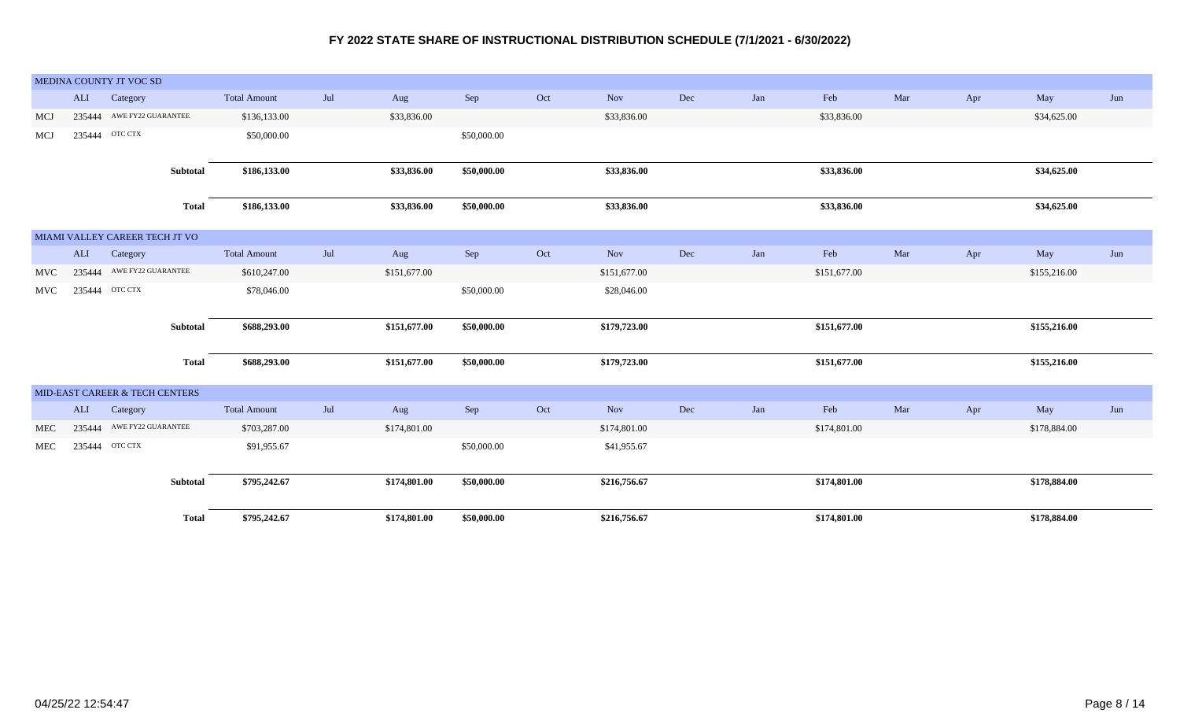# FY 2022 STATE SHARE OF INSTRUCTIONAL DISTRIBUTION SCHEDULE (7/1/2021 - 6/30/2022)

## MEDINA COUNTY JT VOC SD

| | ALI | Category | Total Amount | Jul | Aug | Sep | Oct | Nov | Dec | Jan | Feb | Mar | Apr | May | Jun |
|---|---|---|---|---|---|---|---|---|---|---|---|---|---|---|---|
| MCJ | 235444 | AWE FY22 GUARANTEE | $136,133.00 | | $33,836.00 | | | $33,836.00 | | | $33,836.00 | | | $34,625.00 | |
| MCJ | 235444 | OTC CTX | $50,000.00 | | | $50,000.00 | | | | | | | | | |
| | | **Subtotal** | **$186,133.00** | | **$33,836.00** | **$50,000.00** | | **$33,836.00** | | | **$33,836.00** | | | **$34,625.00** | |
| | | **Total** | **$186,133.00** | | **$33,836.00** | **$50,000.00** | | **$33,836.00** | | | **$33,836.00** | | | **$34,625.00** | |

## MIAMI VALLEY CAREER TECH JT VO

| | ALI | Category | Total Amount | Jul | Aug | Sep | Oct | Nov | Dec | Jan | Feb | Mar | Apr | May | Jun |
|---|---|---|---|---|---|---|---|---|---|---|---|---|---|---|---|
| MVC | 235444 | AWE FY22 GUARANTEE | $610,247.00 | | $151,677.00 | | | $151,677.00 | | | $151,677.00 | | | $155,216.00 | |
| MVC | 235444 | OTC CTX | $78,046.00 | | | $50,000.00 | | $28,046.00 | | | | | | | |
| | | **Subtotal** | **$688,293.00** | | **$151,677.00** | **$50,000.00** | | **$179,723.00** | | | **$151,677.00** | | | **$155,216.00** | |
| | | **Total** | **$688,293.00** | | **$151,677.00** | **$50,000.00** | | **$179,723.00** | | | **$151,677.00** | | | **$155,216.00** | |

## MID-EAST CAREER & TECH CENTERS

| | ALI | Category | Total Amount | Jul | Aug | Sep | Oct | Nov | Dec | Jan | Feb | Mar | Apr | May | Jun |
|---|---|---|---|---|---|---|---|---|---|---|---|---|---|---|---|
| MEC | 235444 | AWE FY22 GUARANTEE | $703,287.00 | | $174,801.00 | | | $174,801.00 | | | $174,801.00 | | | $178,884.00 | |
| MEC | 235444 | OTC CTX | $91,955.67 | | | $50,000.00 | | $41,955.67 | | | | | | | |
| | | **Subtotal** | **$795,242.67** | | **$174,801.00** | **$50,000.00** | | **$216,756.67** | | | **$174,801.00** | | | **$178,884.00** | |
| | | **Total** | **$795,242.67** | | **$174,801.00** | **$50,000.00** | | **$216,756.67** | | | **$174,801.00** | | | **$178,884.00** | |

04/25/22 12:54:47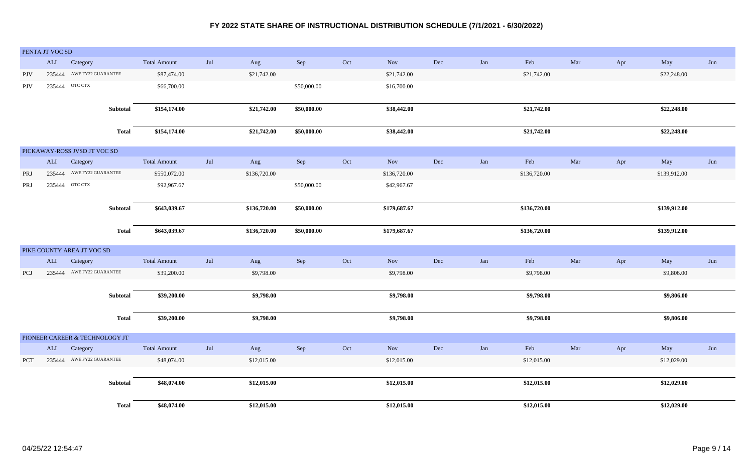# FY 2022 STATE SHARE OF INSTRUCTIONAL DISTRIBUTION SCHEDULE (7/1/2021 - 6/30/2022)

## PENTA JT VOC SD

| | ALI | Category | Total Amount | Jul | Aug | Sep | Oct | Nov | Dec | Jan | Feb | Mar | Apr | May | Jun |
|---|---|---|---|---|---|---|---|---|---|---|---|---|---|---|---|
| PJV | 235444 | AWE FY22 GUARANTEE | $87,474.00 | | $21,742.00 | | | $21,742.00 | | | $21,742.00 | | | $22,248.00 | |
| PJV | 235444 | OTC CTX | $66,700.00 | | | $50,000.00 | | $16,700.00 | | | | | | | |
| | | **Subtotal** | **$154,174.00** | | **$21,742.00** | **$50,000.00** | | **$38,442.00** | | | **$21,742.00** | | | **$22,248.00** | |
| | | **Total** | **$154,174.00** | | **$21,742.00** | **$50,000.00** | | **$38,442.00** | | | **$21,742.00** | | | **$22,248.00** | |

## PICKAWAY-ROSS JVSD JT VOC SD

| | ALI | Category | Total Amount | Jul | Aug | Sep | Oct | Nov | Dec | Jan | Feb | Mar | Apr | May | Jun |
|---|---|---|---|---|---|---|---|---|---|---|---|---|---|---|---|
| PRJ | 235444 | AWE FY22 GUARANTEE | $550,072.00 | | $136,720.00 | | | $136,720.00 | | | $136,720.00 | | | $139,912.00 | |
| PRJ | 235444 | OTC CTX | $92,967.67 | | | $50,000.00 | | $42,967.67 | | | | | | | |
| | | **Subtotal** | **$643,039.67** | | **$136,720.00** | **$50,000.00** | | **$179,687.67** | | | **$136,720.00** | | | **$139,912.00** | |
| | | **Total** | **$643,039.67** | | **$136,720.00** | **$50,000.00** | | **$179,687.67** | | | **$136,720.00** | | | **$139,912.00** | |

## PIKE COUNTY AREA JT VOC SD

| | ALI | Category | Total Amount | Jul | Aug | Sep | Oct | Nov | Dec | Jan | Feb | Mar | Apr | May | Jun |
|---|---|---|---|---|---|---|---|---|---|---|---|---|---|---|---|
| PCJ | 235444 | AWE FY22 GUARANTEE | $39,200.00 | | $9,798.00 | | | $9,798.00 | | | $9,798.00 | | | $9,806.00 | |
| | | **Subtotal** | **$39,200.00** | | **$9,798.00** | | | **$9,798.00** | | | **$9,798.00** | | | **$9,806.00** | |
| | | **Total** | **$39,200.00** | | **$9,798.00** | | | **$9,798.00** | | | **$9,798.00** | | | **$9,806.00** | |

## PIONEER CAREER & TECHNOLOGY JT

| | ALI | Category | Total Amount | Jul | Aug | Sep | Oct | Nov | Dec | Jan | Feb | Mar | Apr | May | Jun |
|---|---|---|---|---|---|---|---|---|---|---|---|---|---|---|---|
| PCT | 235444 | AWE FY22 GUARANTEE | $48,074.00 | | $12,015.00 | | | $12,015.00 | | | $12,015.00 | | | $12,029.00 | |
| | | **Subtotal** | **$48,074.00** | | **$12,015.00** | | | **$12,015.00** | | | **$12,015.00** | | | **$12,029.00** | |
| | | **Total** | **$48,074.00** | | **$12,015.00** | | | **$12,015.00** | | | **$12,015.00** | | | **$12,029.00** | |

04/25/22 12:54:47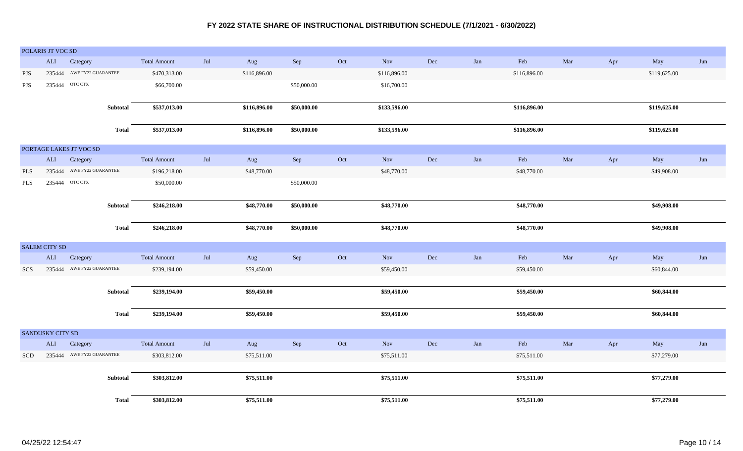# FY 2022 STATE SHARE OF INSTRUCTIONAL DISTRIBUTION SCHEDULE (7/1/2021 - 6/30/2022)

## POLARIS JT VOC SD

| | ALI | Category | Total Amount | Jul | Aug | Sep | Oct | Nov | Dec | Jan | Feb | Mar | Apr | May | Jun |
|---|---|---|---|---|---|---|---|---|---|---|---|---|---|---|---|
| PJS | 235444 | AWE FY22 GUARANTEE | $470,313.00 | | $116,896.00 | | | $116,896.00 | | | $116,896.00 | | | $119,625.00 | |
| PJS | 235444 | OTC CTX | $66,700.00 | | | $50,000.00 | | $16,700.00 | | | | | | | |
| | | **Subtotal** | **$537,013.00** | | **$116,896.00** | **$50,000.00** | | **$133,596.00** | | | **$116,896.00** | | | **$119,625.00** | |
| | | **Total** | **$537,013.00** | | **$116,896.00** | **$50,000.00** | | **$133,596.00** | | | **$116,896.00** | | | **$119,625.00** | |

## PORTAGE LAKES JT VOC SD

| | ALI | Category | Total Amount | Jul | Aug | Sep | Oct | Nov | Dec | Jan | Feb | Mar | Apr | May | Jun |
|---|---|---|---|---|---|---|---|---|---|---|---|---|---|---|---|
| PLS | 235444 | AWE FY22 GUARANTEE | $196,218.00 | | $48,770.00 | | | $48,770.00 | | | $48,770.00 | | | $49,908.00 | |
| PLS | 235444 | OTC CTX | $50,000.00 | | | $50,000.00 | | | | | | | | | |
| | | **Subtotal** | **$246,218.00** | | **$48,770.00** | **$50,000.00** | | **$48,770.00** | | | **$48,770.00** | | | **$49,908.00** | |
| | | **Total** | **$246,218.00** | | **$48,770.00** | **$50,000.00** | | **$48,770.00** | | | **$48,770.00** | | | **$49,908.00** | |

## SALEM CITY SD

| | ALI | Category | Total Amount | Jul | Aug | Sep | Oct | Nov | Dec | Jan | Feb | Mar | Apr | May | Jun |
|---|---|---|---|---|---|---|---|---|---|---|---|---|---|---|---|
| SCS | 235444 | AWE FY22 GUARANTEE | $239,194.00 | | $59,450.00 | | | $59,450.00 | | | $59,450.00 | | | $60,844.00 | |
| | | **Subtotal** | **$239,194.00** | | **$59,450.00** | | | **$59,450.00** | | | **$59,450.00** | | | **$60,844.00** | |
| | | **Total** | **$239,194.00** | | **$59,450.00** | | | **$59,450.00** | | | **$59,450.00** | | | **$60,844.00** | |

## SANDUSKY CITY SD

| | ALI | Category | Total Amount | Jul | Aug | Sep | Oct | Nov | Dec | Jan | Feb | Mar | Apr | May | Jun |
|---|---|---|---|---|---|---|---|---|---|---|---|---|---|---|---|
| SCD | 235444 | AWE FY22 GUARANTEE | $303,812.00 | | $75,511.00 | | | $75,511.00 | | | $75,511.00 | | | $77,279.00 | |
| | | **Subtotal** | **$303,812.00** | | **$75,511.00** | | | **$75,511.00** | | | **$75,511.00** | | | **$77,279.00** | |
| | | **Total** | **$303,812.00** | | **$75,511.00** | | | **$75,511.00** | | | **$75,511.00** | | | **$77,279.00** | |

04/25/22 12:54:47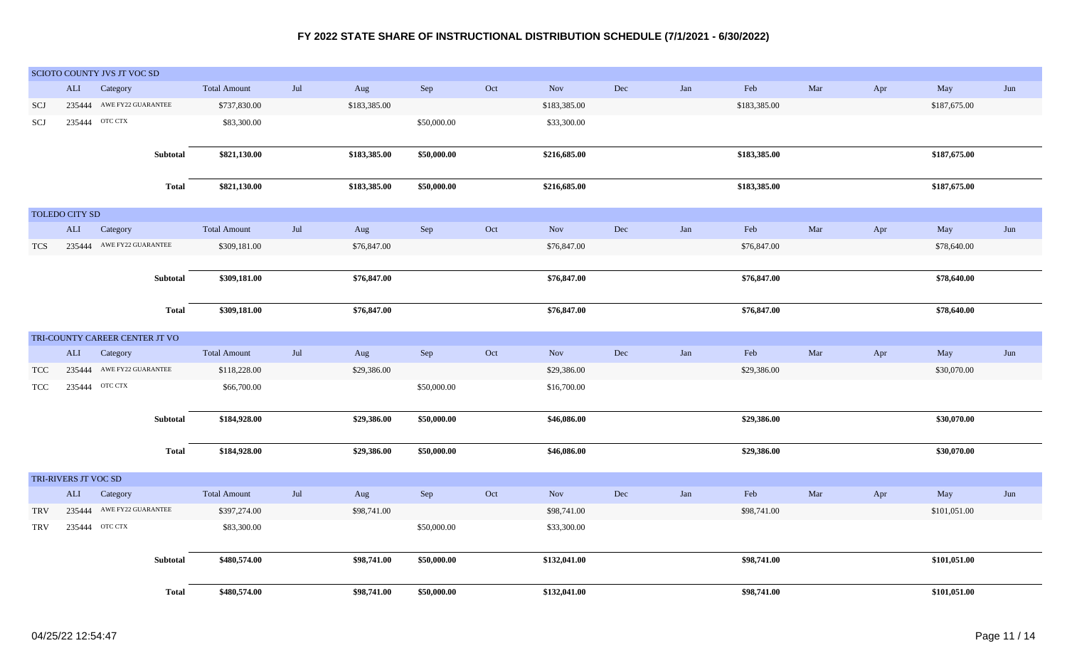# FY 2022 STATE SHARE OF INSTRUCTIONAL DISTRIBUTION SCHEDULE (7/1/2021 - 6/30/2022)

## SCIOTO COUNTY JVS JT VOC SD

| | ALI | Category | Total Amount | Jul | Aug | Sep | Oct | Nov | Dec | Jan | Feb | Mar | Apr | May | Jun |
|---|---|---|---|---|---|---|---|---|---|---|---|---|---|---|---|
| SCJ | 235444 | AWE FY22 GUARANTEE | $737,830.00 | | $183,385.00 | | | $183,385.00 | | | $183,385.00 | | | $187,675.00 | |
| SCJ | 235444 | OTC CTX | $83,300.00 | | | $50,000.00 | | $33,300.00 | | | | | | | |
| | | **Subtotal** | **$821,130.00** | | **$183,385.00** | **$50,000.00** | | **$216,685.00** | | | **$183,385.00** | | | **$187,675.00** | |
| | | **Total** | **$821,130.00** | | **$183,385.00** | **$50,000.00** | | **$216,685.00** | | | **$183,385.00** | | | **$187,675.00** | |

## TOLEDO CITY SD

| | ALI | Category | Total Amount | Jul | Aug | Sep | Oct | Nov | Dec | Jan | Feb | Mar | Apr | May | Jun |
|---|---|---|---|---|---|---|---|---|---|---|---|---|---|---|---|
| TCS | 235444 | AWE FY22 GUARANTEE | $309,181.00 | | $76,847.00 | | | $76,847.00 | | | $76,847.00 | | | $78,640.00 | |
| | | **Subtotal** | **$309,181.00** | | **$76,847.00** | | | **$76,847.00** | | | **$76,847.00** | | | **$78,640.00** | |
| | | **Total** | **$309,181.00** | | **$76,847.00** | | | **$76,847.00** | | | **$76,847.00** | | | **$78,640.00** | |

## TRI-COUNTY CAREER CENTER JT VO

| | ALI | Category | Total Amount | Jul | Aug | Sep | Oct | Nov | Dec | Jan | Feb | Mar | Apr | May | Jun |
|---|---|---|---|---|---|---|---|---|---|---|---|---|---|---|---|
| TCC | 235444 | AWE FY22 GUARANTEE | $118,228.00 | | $29,386.00 | | | $29,386.00 | | | $29,386.00 | | | $30,070.00 | |
| TCC | 235444 | OTC CTX | $66,700.00 | | | $50,000.00 | | $16,700.00 | | | | | | | |
| | | **Subtotal** | **$184,928.00** | | **$29,386.00** | **$50,000.00** | | **$46,086.00** | | | **$29,386.00** | | | **$30,070.00** | |
| | | **Total** | **$184,928.00** | | **$29,386.00** | **$50,000.00** | | **$46,086.00** | | | **$29,386.00** | | | **$30,070.00** | |

## TRI-RIVERS JT VOC SD

| | ALI | Category | Total Amount | Jul | Aug | Sep | Oct | Nov | Dec | Jan | Feb | Mar | Apr | May | Jun |
|---|---|---|---|---|---|---|---|---|---|---|---|---|---|---|---|
| TRV | 235444 | AWE FY22 GUARANTEE | $397,274.00 | | $98,741.00 | | | $98,741.00 | | | $98,741.00 | | | $101,051.00 | |
| TRV | 235444 | OTC CTX | $83,300.00 | | | $50,000.00 | | $33,300.00 | | | | | | | |
| | | **Subtotal** | **$480,574.00** | | **$98,741.00** | **$50,000.00** | | **$132,041.00** | | | **$98,741.00** | | | **$101,051.00** | |
| | | **Total** | **$480,574.00** | | **$98,741.00** | **$50,000.00** | | **$132,041.00** | | | **$98,741.00** | | | **$101,051.00** | |

04/25/22 12:54:47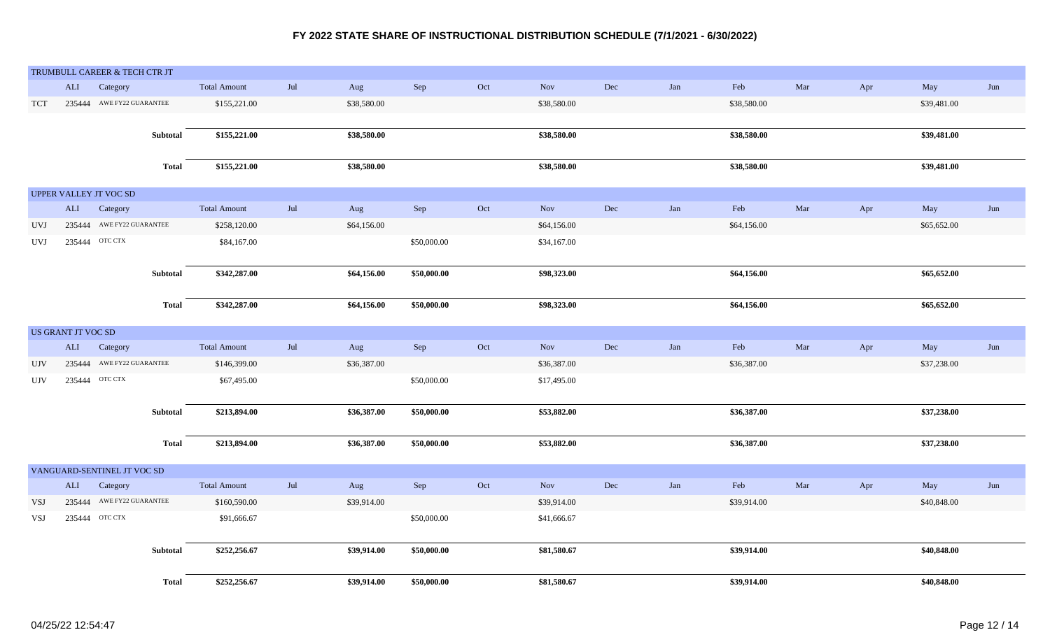# FY 2022 STATE SHARE OF INSTRUCTIONAL DISTRIBUTION SCHEDULE (7/1/2021 - 6/30/2022)

## TRUMBULL CAREER & TECH CTR JT

| | ALI | Category | Total Amount | Jul | Aug | Sep | Oct | Nov | Dec | Jan | Feb | Mar | Apr | May | Jun |
|---|---|---|---|---|---|---|---|---|---|---|---|---|---|---|---|
| TCT | 235444 | AWE FY22 GUARANTEE | $155,221.00 | | $38,580.00 | | | $38,580.00 | | | $38,580.00 | | | $39,481.00 | |
| | | **Subtotal** | **$155,221.00** | | **$38,580.00** | | | **$38,580.00** | | | **$38,580.00** | | | **$39,481.00** | |
| | | **Total** | **$155,221.00** | | **$38,580.00** | | | **$38,580.00** | | | **$38,580.00** | | | **$39,481.00** | |

## UPPER VALLEY JT VOC SD

| | ALI | Category | Total Amount | Jul | Aug | Sep | Oct | Nov | Dec | Jan | Feb | Mar | Apr | May | Jun |
|---|---|---|---|---|---|---|---|---|---|---|---|---|---|---|---|
| UVJ | 235444 | AWE FY22 GUARANTEE | $258,120.00 | | $64,156.00 | | | $64,156.00 | | | $64,156.00 | | | $65,652.00 | |
| UVJ | 235444 | OTC CTX | $84,167.00 | | | $50,000.00 | | $34,167.00 | | | | | | | |
| | | **Subtotal** | **$342,287.00** | | **$64,156.00** | **$50,000.00** | | **$98,323.00** | | | **$64,156.00** | | | **$65,652.00** | |
| | | **Total** | **$342,287.00** | | **$64,156.00** | **$50,000.00** | | **$98,323.00** | | | **$64,156.00** | | | **$65,652.00** | |

## US GRANT JT VOC SD

| | ALI | Category | Total Amount | Jul | Aug | Sep | Oct | Nov | Dec | Jan | Feb | Mar | Apr | May | Jun |
|---|---|---|---|---|---|---|---|---|---|---|---|---|---|---|---|
| UJV | 235444 | AWE FY22 GUARANTEE | $146,399.00 | | $36,387.00 | | | $36,387.00 | | | $36,387.00 | | | $37,238.00 | |
| UJV | 235444 | OTC CTX | $67,495.00 | | | $50,000.00 | | $17,495.00 | | | | | | | |
| | | **Subtotal** | **$213,894.00** | | **$36,387.00** | **$50,000.00** | | **$53,882.00** | | | **$36,387.00** | | | **$37,238.00** | |
| | | **Total** | **$213,894.00** | | **$36,387.00** | **$50,000.00** | | **$53,882.00** | | | **$36,387.00** | | | **$37,238.00** | |

## VANGUARD-SENTINEL JT VOC SD

| | ALI | Category | Total Amount | Jul | Aug | Sep | Oct | Nov | Dec | Jan | Feb | Mar | Apr | May | Jun |
|---|---|---|---|---|---|---|---|---|---|---|---|---|---|---|---|
| VSJ | 235444 | AWE FY22 GUARANTEE | $160,590.00 | | $39,914.00 | | | $39,914.00 | | | $39,914.00 | | | $40,848.00 | |
| VSJ | 235444 | OTC CTX | $91,666.67 | | | $50,000.00 | | $41,666.67 | | | | | | | |
| | | **Subtotal** | **$252,256.67** | | **$39,914.00** | **$50,000.00** | | **$81,580.67** | | | **$39,914.00** | | | **$40,848.00** | |
| | | **Total** | **$252,256.67** | | **$39,914.00** | **$50,000.00** | | **$81,580.67** | | | **$39,914.00** | | | **$40,848.00** | |

04/25/22 12:54:47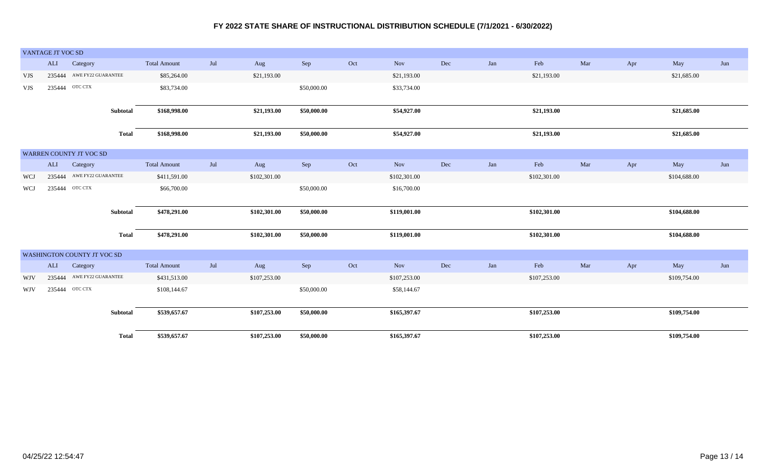# FY 2022 STATE SHARE OF INSTRUCTIONAL DISTRIBUTION SCHEDULE (7/1/2021 - 6/30/2022)

## VANTAGE JT VOC SD

| | ALI | Category | Total Amount | Jul | Aug | Sep | Oct | Nov | Dec | Jan | Feb | Mar | Apr | May | Jun |
|---|---|---|---|---|---|---|---|---|---|---|---|---|---|---|---|
| VJS | 235444 | AWE FY22 GUARANTEE | $85,264.00 | | $21,193.00 | | | $21,193.00 | | | $21,193.00 | | | $21,685.00 | |
| VJS | 235444 | OTC CTX | $83,734.00 | | | $50,000.00 | | $33,734.00 | | | | | | | |
| | | **Subtotal** | **$168,998.00** | | **$21,193.00** | **$50,000.00** | | **$54,927.00** | | | **$21,193.00** | | | **$21,685.00** | |
| | | **Total** | **$168,998.00** | | **$21,193.00** | **$50,000.00** | | **$54,927.00** | | | **$21,193.00** | | | **$21,685.00** | |

## WARREN COUNTY JT VOC SD

| | ALI | Category | Total Amount | Jul | Aug | Sep | Oct | Nov | Dec | Jan | Feb | Mar | Apr | May | Jun |
|---|---|---|---|---|---|---|---|---|---|---|---|---|---|---|---|
| WCJ | 235444 | AWE FY22 GUARANTEE | $411,591.00 | | $102,301.00 | | | $102,301.00 | | | $102,301.00 | | | $104,688.00 | |
| WCJ | 235444 | OTC CTX | $66,700.00 | | | $50,000.00 | | $16,700.00 | | | | | | | |
| | | **Subtotal** | **$478,291.00** | | **$102,301.00** | **$50,000.00** | | **$119,001.00** | | | **$102,301.00** | | | **$104,688.00** | |
| | | **Total** | **$478,291.00** | | **$102,301.00** | **$50,000.00** | | **$119,001.00** | | | **$102,301.00** | | | **$104,688.00** | |

## WASHINGTON COUNTY JT VOC SD

| | ALI | Category | Total Amount | Jul | Aug | Sep | Oct | Nov | Dec | Jan | Feb | Mar | Apr | May | Jun |
|---|---|---|---|---|---|---|---|---|---|---|---|---|---|---|---|
| WJV | 235444 | AWE FY22 GUARANTEE | $431,513.00 | | $107,253.00 | | | $107,253.00 | | | $107,253.00 | | | $109,754.00 | |
| WJV | 235444 | OTC CTX | $108,144.67 | | | $50,000.00 | | $58,144.67 | | | | | | | |
| | | **Subtotal** | **$539,657.67** | | **$107,253.00** | **$50,000.00** | | **$165,397.67** | | | **$107,253.00** | | | **$109,754.00** | |
| | | **Total** | **$539,657.67** | | **$107,253.00** | **$50,000.00** | | **$165,397.67** | | | **$107,253.00** | | | **$109,754.00** | |

04/25/22 12:54:47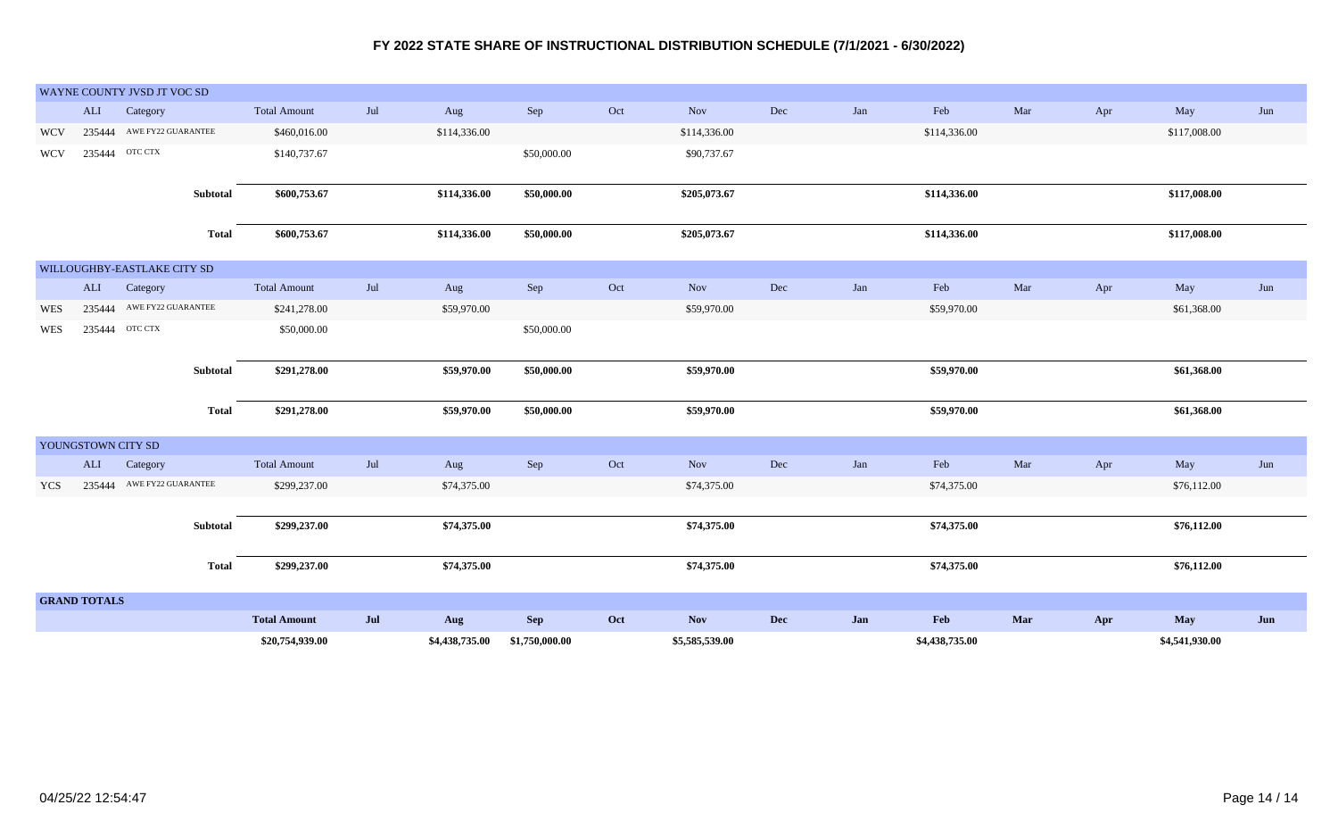# FY 2022 STATE SHARE OF INSTRUCTIONAL DISTRIBUTION SCHEDULE (7/1/2021 - 6/30/2022)

## WAYNE COUNTY JVSD JT VOC SD

| | ALI | Category | Total Amount | Jul | Aug | Sep | Oct | Nov | Dec | Jan | Feb | Mar | Apr | May | Jun |
|---|---|---|---|---|---|---|---|---|---|---|---|---|---|---|---|
| WCV | 235444 | AWE FY22 GUARANTEE | $460,016.00 | | $114,336.00 | | | $114,336.00 | | | $114,336.00 | | | $117,008.00 | |
| WCV | 235444 | OTC CTX | $140,737.67 | | | $50,000.00 | | $90,737.67 | | | | | | | |
| | | **Subtotal** | **$600,753.67** | | **$114,336.00** | **$50,000.00** | | **$205,073.67** | | | **$114,336.00** | | | **$117,008.00** | |
| | | **Total** | **$600,753.67** | | **$114,336.00** | **$50,000.00** | | **$205,073.67** | | | **$114,336.00** | | | **$117,008.00** | |

## WILLOUGHBY-EASTLAKE CITY SD

| | ALI | Category | Total Amount | Jul | Aug | Sep | Oct | Nov | Dec | Jan | Feb | Mar | Apr | May | Jun |
|---|---|---|---|---|---|---|---|---|---|---|---|---|---|---|---|
| WES | 235444 | AWE FY22 GUARANTEE | $241,278.00 | | $59,970.00 | | | $59,970.00 | | | $59,970.00 | | | $61,368.00 | |
| WES | 235444 | OTC CTX | $50,000.00 | | | $50,000.00 | | | | | | | | | |
| | | **Subtotal** | **$291,278.00** | | **$59,970.00** | **$50,000.00** | | **$59,970.00** | | | **$59,970.00** | | | **$61,368.00** | |
| | | **Total** | **$291,278.00** | | **$59,970.00** | **$50,000.00** | | **$59,970.00** | | | **$59,970.00** | | | **$61,368.00** | |

## YOUNGSTOWN CITY SD

| | ALI | Category | Total Amount | Jul | Aug | Sep | Oct | Nov | Dec | Jan | Feb | Mar | Apr | May | Jun |
|---|---|---|---|---|---|---|---|---|---|---|---|---|---|---|---|
| YCS | 235444 | AWE FY22 GUARANTEE | $299,237.00 | | $74,375.00 | | | $74,375.00 | | | $74,375.00 | | | $76,112.00 | |
| | | **Subtotal** | **$299,237.00** | | **$74,375.00** | | | **$74,375.00** | | | **$74,375.00** | | | **$76,112.00** | |
| | | **Total** | **$299,237.00** | | **$74,375.00** | | | **$74,375.00** | | | **$74,375.00** | | | **$76,112.00** | |

## GRAND TOTALS

| Total Amount | Jul | Aug | Sep | Oct | Nov | Dec | Jan | Feb | Mar | Apr | May | Jun |
|---|---|---|---|---|---|---|---|---|---|---|---|---|
| **$20,754,939.00** | | **$4,438,735.00** | **$1,750,000.00** | | **$5,585,539.00** | | | **$4,438,735.00** | | | **$4,541,930.00** | |

04/25/22 12:54:47